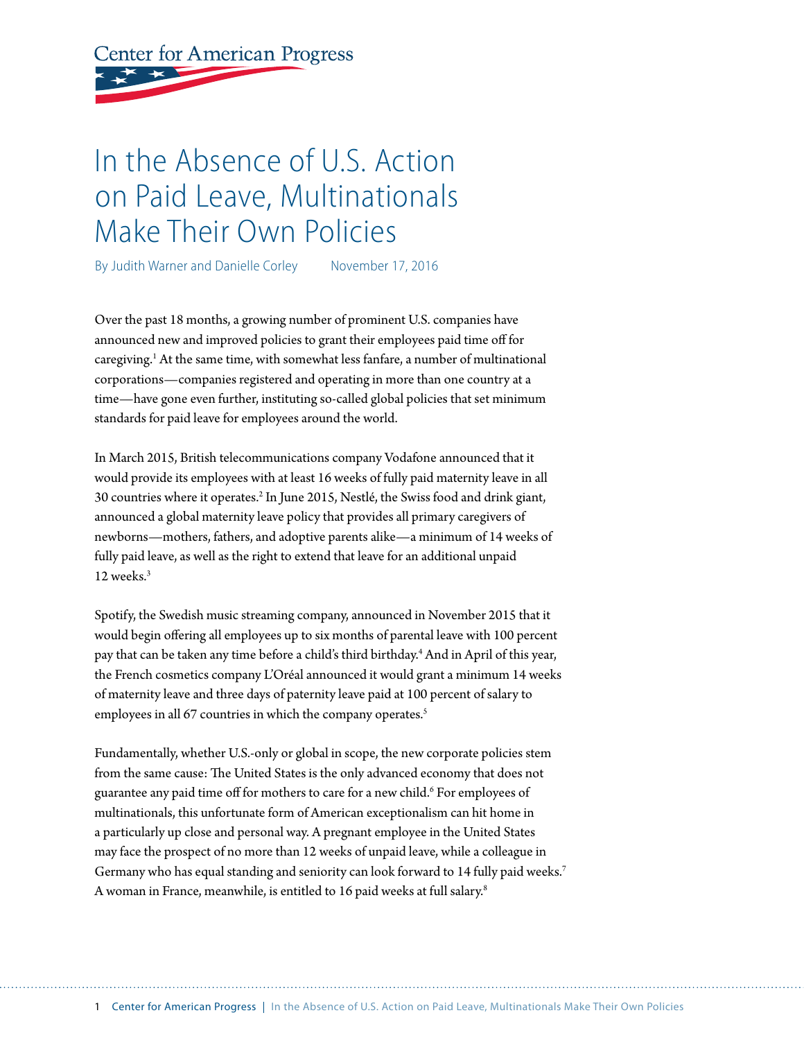Center for American Progress

# In the Absence of U.S. Action on Paid Leave, Multinationals Make Their Own Policies

By Judith Warner and Danielle Corley November 17, 2016

Over the past 18 months, a growing number of prominent U.S. companies have announced new and improved policies to grant their employees paid time off for caregiving.[1] At the same time, with somewhat less fanfare, a number of multinational corporations—companies registered and operating in more than one country at a time—have gone even further, instituting so-called global policies that set minimum standards for paid leave for employees around the world.

In March 2015, British telecommunications company Vodafone announced that it would provide its employees with at least 16 weeks of fully paid maternity leave in all 30 countries where it operates.[2] In June 2015, Nestlé, the Swiss food and drink giant, announced a global maternity leave policy that provides all primary caregivers of newborns—mothers, fathers, and adoptive parents alike—a minimum of 14 weeks of fully paid leave, as well as the right to extend that leave for an additional unpaid 12 weeks.[3]

Spotify, the Swedish music streaming company, announced in November 2015 that it would begin offering all employees up to six months of parental leave with 100 percent pay that can be taken any time before a child's third birthday.[4] And in April of this year, the French cosmetics company L'Oréal announced it would grant a minimum 14 weeks of maternity leave and three days of paternity leave paid at 100 percent of salary to employees in all 67 countries in which the company operates.[5]

Fundamentally, whether U.S.-only or global in scope, the new corporate policies stem from the same cause: The United States is the only advanced economy that does not guarantee any paid time off for mothers to care for a new child.[6] For employees of multinationals, this unfortunate form of American exceptionalism can hit home in a particularly up close and personal way. A pregnant employee in the United States may face the prospect of no more than 12 weeks of unpaid leave, while a colleague in Germany who has equal standing and seniority can look forward to 14 fully paid weeks.[7] A woman in France, meanwhile, is entitled to 16 paid weeks at full salary.[8]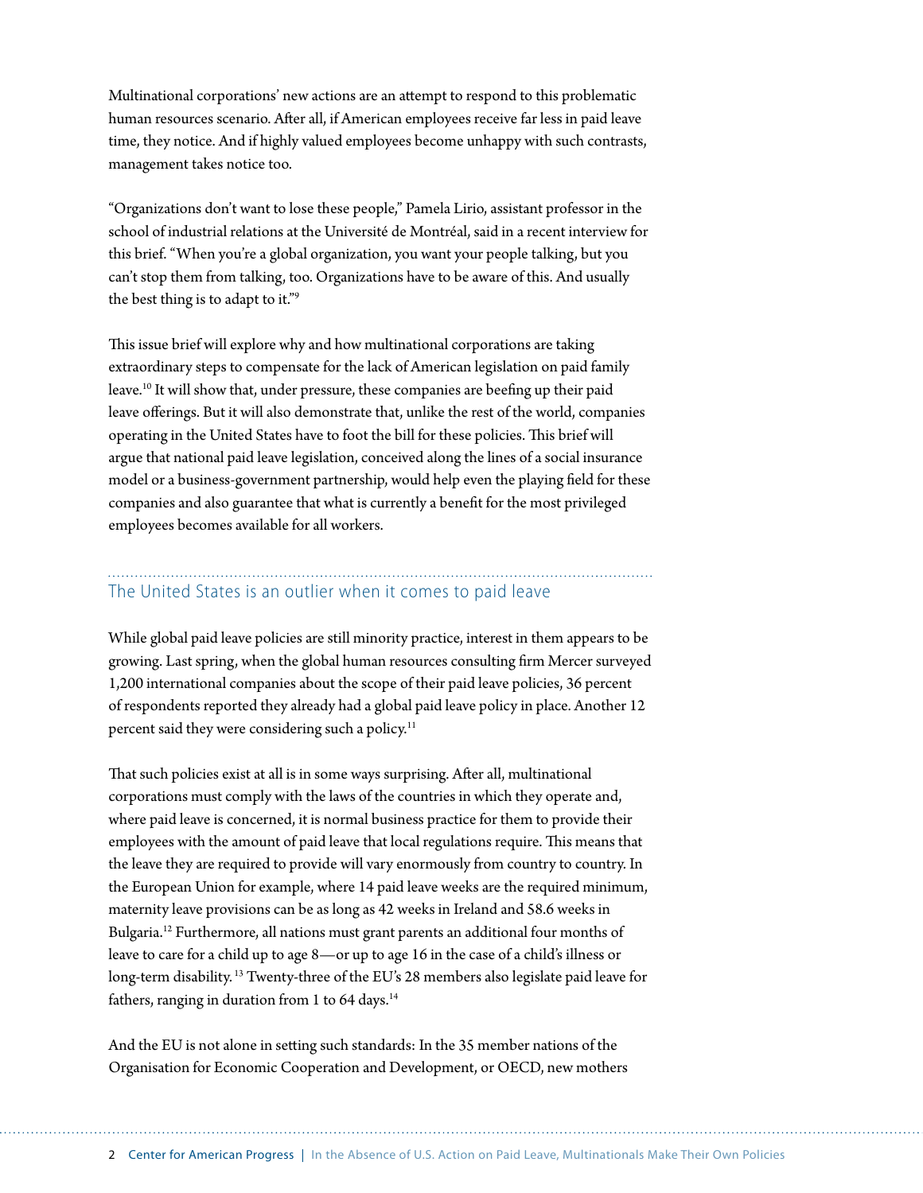Multinational corporations' new actions are an attempt to respond to this problematic human resources scenario. After all, if American employees receive far less in paid leave time, they notice. And if highly valued employees become unhappy with such contrasts, management takes notice too.

"Organizations don't want to lose these people," Pamela Lirio, assistant professor in the school of industrial relations at the Université de Montréal, said in a recent interview for this brief. "When you're a global organization, you want your people talking, but you can't stop them from talking, too. Organizations have to be aware of this. And usually the best thing is to adapt to it."[9]

This issue brief will explore why and how multinational corporations are taking extraordinary steps to compensate for the lack of American legislation on paid family leave.[10] It will show that, under pressure, these companies are beefing up their paid leave offerings. But it will also demonstrate that, unlike the rest of the world, companies operating in the United States have to foot the bill for these policies. This brief will argue that national paid leave legislation, conceived along the lines of a social insurance model or a business-government partnership, would help even the playing field for these companies and also guarantee that what is currently a benefit for the most privileged employees becomes available for all workers.

## The United States is an outlier when it comes to paid leave

While global paid leave policies are still minority practice, interest in them appears to be growing. Last spring, when the global human resources consulting firm Mercer surveyed 1,200 international companies about the scope of their paid leave policies, 36 percent of respondents reported they already had a global paid leave policy in place. Another 12 percent said they were considering such a policy.[11]

That such policies exist at all is in some ways surprising. After all, multinational corporations must comply with the laws of the countries in which they operate and, where paid leave is concerned, it is normal business practice for them to provide their employees with the amount of paid leave that local regulations require. This means that the leave they are required to provide will vary enormously from country to country. In the European Union for example, where 14 paid leave weeks are the required minimum, maternity leave provisions can be as long as 42 weeks in Ireland and 58.6 weeks in Bulgaria.[12] Furthermore, all nations must grant parents an additional four months of leave to care for a child up to age 8—or up to age 16 in the case of a child's illness or long-term disability.[13] Twenty-three of the EU's 28 members also legislate paid leave for fathers, ranging in duration from 1 to 64 days.[14]

And the EU is not alone in setting such standards: In the 35 member nations of the Organisation for Economic Cooperation and Development, or OECD, new mothers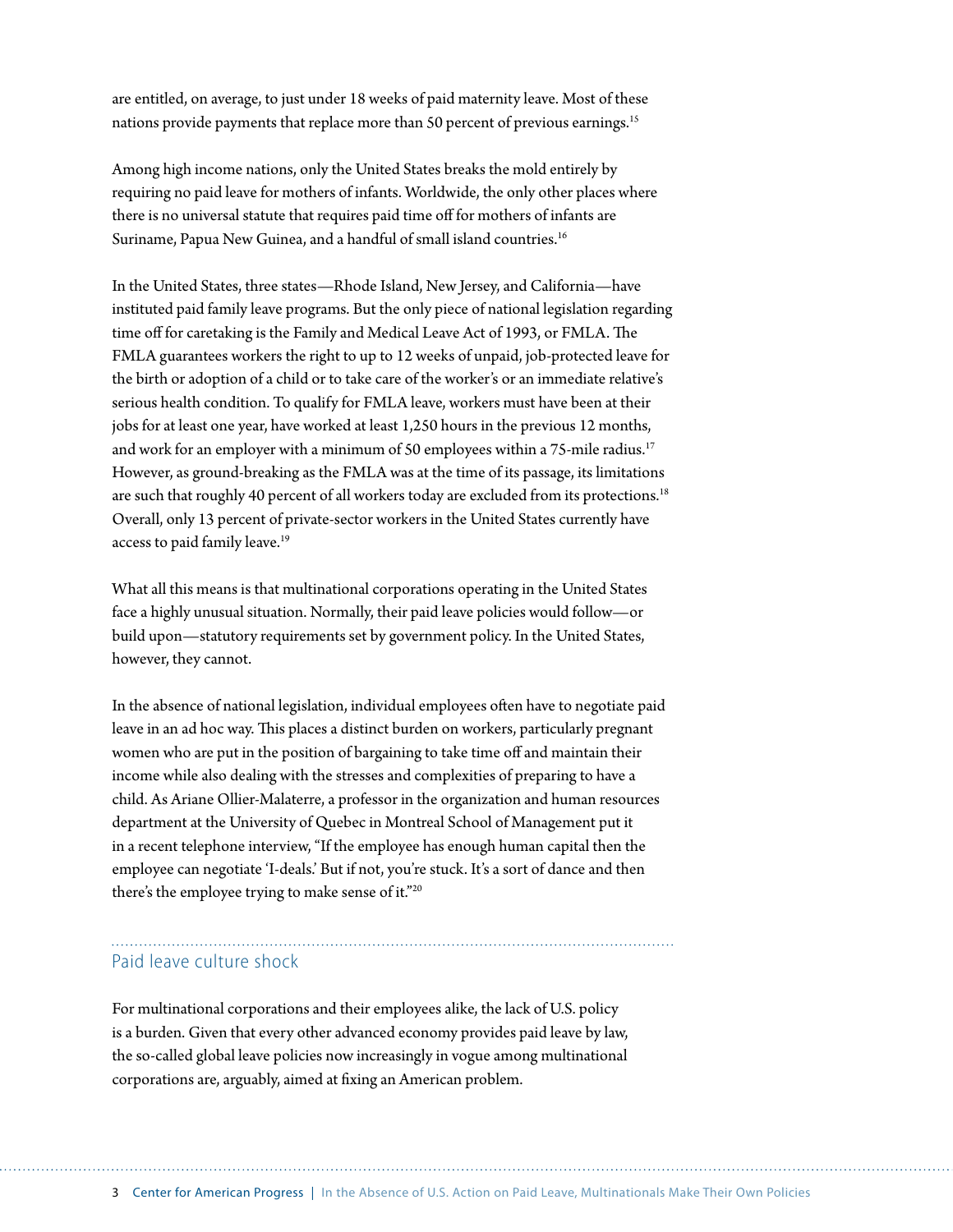are entitled, on average, to just under 18 weeks of paid maternity leave. Most of these nations provide payments that replace more than 50 percent of previous earnings.[15]

Among high income nations, only the United States breaks the mold entirely by requiring no paid leave for mothers of infants. Worldwide, the only other places where there is no universal statute that requires paid time off for mothers of infants are Suriname, Papua New Guinea, and a handful of small island countries.[16]

In the United States, three states—Rhode Island, New Jersey, and California—have instituted paid family leave programs. But the only piece of national legislation regarding time off for caretaking is the Family and Medical Leave Act of 1993, or FMLA. The FMLA guarantees workers the right to up to 12 weeks of unpaid, job-protected leave for the birth or adoption of a child or to take care of the worker's or an immediate relative's serious health condition. To qualify for FMLA leave, workers must have been at their jobs for at least one year, have worked at least 1,250 hours in the previous 12 months, and work for an employer with a minimum of 50 employees within a 75-mile radius.[17] However, as ground-breaking as the FMLA was at the time of its passage, its limitations are such that roughly 40 percent of all workers today are excluded from its protections.[18] Overall, only 13 percent of private-sector workers in the United States currently have access to paid family leave.[19]

What all this means is that multinational corporations operating in the United States face a highly unusual situation. Normally, their paid leave policies would follow—or build upon—statutory requirements set by government policy. In the United States, however, they cannot.

In the absence of national legislation, individual employees often have to negotiate paid leave in an ad hoc way. This places a distinct burden on workers, particularly pregnant women who are put in the position of bargaining to take time off and maintain their income while also dealing with the stresses and complexities of preparing to have a child. As Ariane Ollier-Malaterre, a professor in the organization and human resources department at the University of Quebec in Montreal School of Management put it in a recent telephone interview, "If the employee has enough human capital then the employee can negotiate 'I-deals.' But if not, you're stuck. It's a sort of dance and then there's the employee trying to make sense of it."[20]

## Paid leave culture shock

For multinational corporations and their employees alike, the lack of U.S. policy is a burden. Given that every other advanced economy provides paid leave by law, the so-called global leave policies now increasingly in vogue among multinational corporations are, arguably, aimed at fixing an American problem.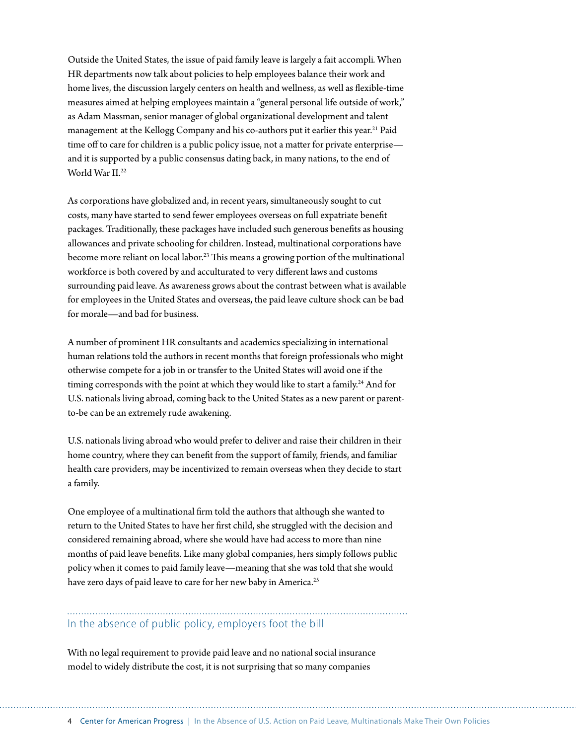Outside the United States, the issue of paid family leave is largely a fait accompli. When HR departments now talk about policies to help employees balance their work and home lives, the discussion largely centers on health and wellness, as well as flexible-time measures aimed at helping employees maintain a "general personal life outside of work," as Adam Massman, senior manager of global organizational development and talent management at the Kellogg Company and his co-authors put it earlier this year.[21] Paid time off to care for children is a public policy issue, not a matter for private enterprise—and it is supported by a public consensus dating back, in many nations, to the end of World War II.[22]

As corporations have globalized and, in recent years, simultaneously sought to cut costs, many have started to send fewer employees overseas on full expatriate benefit packages. Traditionally, these packages have included such generous benefits as housing allowances and private schooling for children. Instead, multinational corporations have become more reliant on local labor.[23] This means a growing portion of the multinational workforce is both covered by and acculturated to very different laws and customs surrounding paid leave. As awareness grows about the contrast between what is available for employees in the United States and overseas, the paid leave culture shock can be bad for morale—and bad for business.

A number of prominent HR consultants and academics specializing in international human relations told the authors in recent months that foreign professionals who might otherwise compete for a job in or transfer to the United States will avoid one if the timing corresponds with the point at which they would like to start a family.[24] And for U.S. nationals living abroad, coming back to the United States as a new parent or parent-to-be can be an extremely rude awakening.

U.S. nationals living abroad who would prefer to deliver and raise their children in their home country, where they can benefit from the support of family, friends, and familiar health care providers, may be incentivized to remain overseas when they decide to start a family.

One employee of a multinational firm told the authors that although she wanted to return to the United States to have her first child, she struggled with the decision and considered remaining abroad, where she would have had access to more than nine months of paid leave benefits. Like many global companies, hers simply follows public policy when it comes to paid family leave—meaning that she was told that she would have zero days of paid leave to care for her new baby in America.[25]

## In the absence of public policy, employers foot the bill

With no legal requirement to provide paid leave and no national social insurance model to widely distribute the cost, it is not surprising that so many companies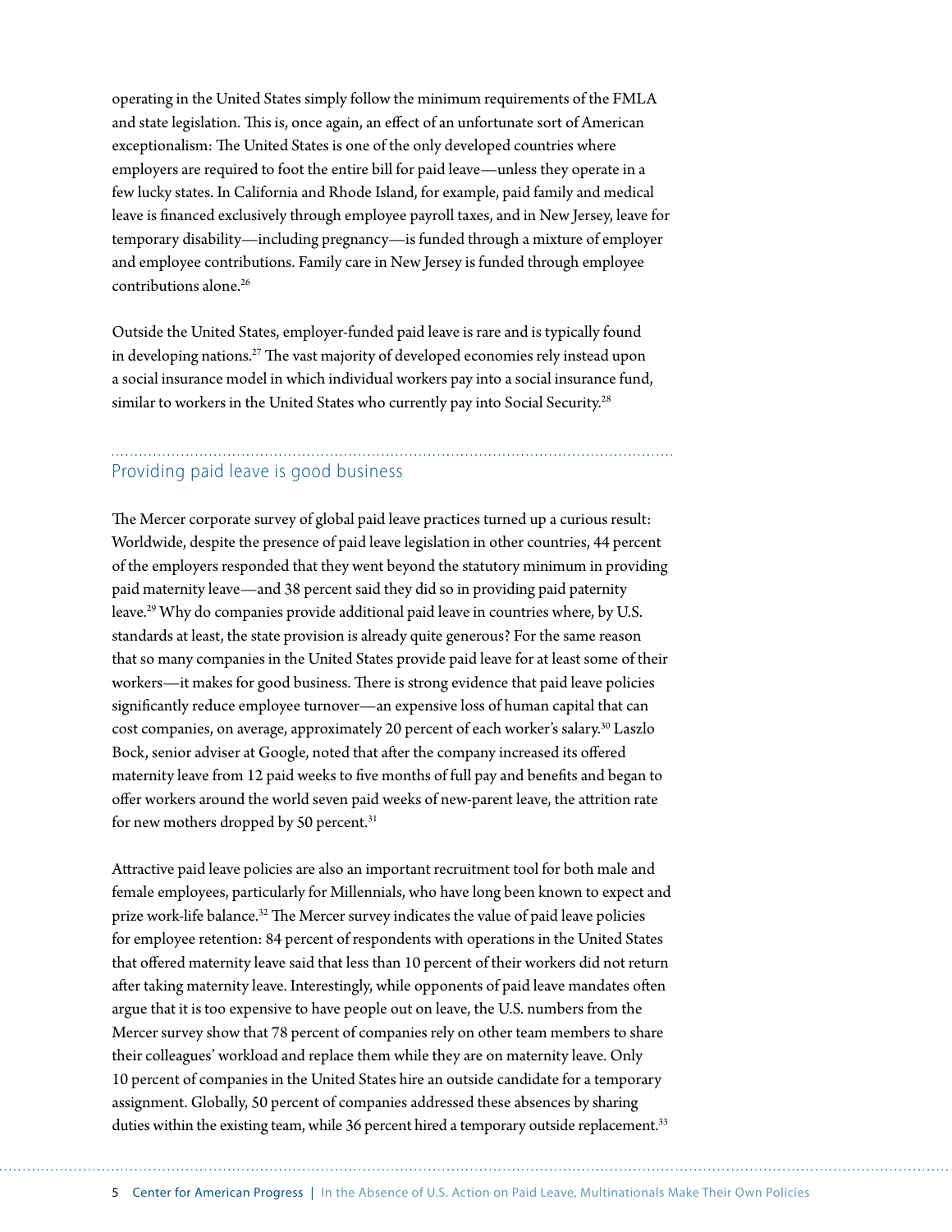operating in the United States simply follow the minimum requirements of the FMLA and state legislation. This is, once again, an effect of an unfortunate sort of American exceptionalism: The United States is one of the only developed countries where employers are required to foot the entire bill for paid leave—unless they operate in a few lucky states. In California and Rhode Island, for example, paid family and medical leave is financed exclusively through employee payroll taxes, and in New Jersey, leave for temporary disability—including pregnancy—is funded through a mixture of employer and employee contributions. Family care in New Jersey is funded through employee contributions alone.[26]

Outside the United States, employer-funded paid leave is rare and is typically found in developing nations.[27] The vast majority of developed economies rely instead upon a social insurance model in which individual workers pay into a social insurance fund, similar to workers in the United States who currently pay into Social Security.[28]

## Providing paid leave is good business

The Mercer corporate survey of global paid leave practices turned up a curious result: Worldwide, despite the presence of paid leave legislation in other countries, 44 percent of the employers responded that they went beyond the statutory minimum in providing paid maternity leave—and 38 percent said they did so in providing paid paternity leave.[29] Why do companies provide additional paid leave in countries where, by U.S. standards at least, the state provision is already quite generous? For the same reason that so many companies in the United States provide paid leave for at least some of their workers—it makes for good business. There is strong evidence that paid leave policies significantly reduce employee turnover—an expensive loss of human capital that can cost companies, on average, approximately 20 percent of each worker's salary.[30] Laszlo Bock, senior adviser at Google, noted that after the company increased its offered maternity leave from 12 paid weeks to five months of full pay and benefits and began to offer workers around the world seven paid weeks of new-parent leave, the attrition rate for new mothers dropped by 50 percent.[31]

Attractive paid leave policies are also an important recruitment tool for both male and female employees, particularly for Millennials, who have long been known to expect and prize work-life balance.[32] The Mercer survey indicates the value of paid leave policies for employee retention: 84 percent of respondents with operations in the United States that offered maternity leave said that less than 10 percent of their workers did not return after taking maternity leave. Interestingly, while opponents of paid leave mandates often argue that it is too expensive to have people out on leave, the U.S. numbers from the Mercer survey show that 78 percent of companies rely on other team members to share their colleagues' workload and replace them while they are on maternity leave. Only 10 percent of companies in the United States hire an outside candidate for a temporary assignment. Globally, 50 percent of companies addressed these absences by sharing duties within the existing team, while 36 percent hired a temporary outside replacement.[33]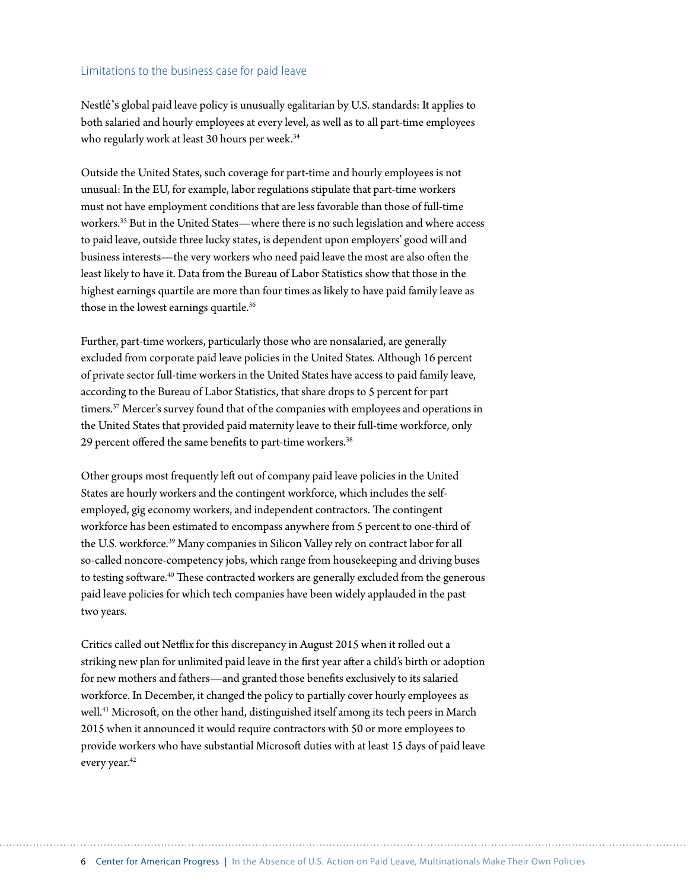## Limitations to the business case for paid leave

Nestlé's global paid leave policy is unusually egalitarian by U.S. standards: It applies to both salaried and hourly employees at every level, as well as to all part-time employees who regularly work at least 30 hours per week.[34]

Outside the United States, such coverage for part-time and hourly employees is not unusual: In the EU, for example, labor regulations stipulate that part-time workers must not have employment conditions that are less favorable than those of full-time workers.[35] But in the United States—where there is no such legislation and where access to paid leave, outside three lucky states, is dependent upon employers' good will and business interests—the very workers who need paid leave the most are also often the least likely to have it. Data from the Bureau of Labor Statistics show that those in the highest earnings quartile are more than four times as likely to have paid family leave as those in the lowest earnings quartile.[36]

Further, part-time workers, particularly those who are nonsalaried, are generally excluded from corporate paid leave policies in the United States. Although 16 percent of private sector full-time workers in the United States have access to paid family leave, according to the Bureau of Labor Statistics, that share drops to 5 percent for part timers.[37] Mercer's survey found that of the companies with employees and operations in the United States that provided paid maternity leave to their full-time workforce, only 29 percent offered the same benefits to part-time workers.[38]

Other groups most frequently left out of company paid leave policies in the United States are hourly workers and the contingent workforce, which includes the self-employed, gig economy workers, and independent contractors. The contingent workforce has been estimated to encompass anywhere from 5 percent to one-third of the U.S. workforce.[39] Many companies in Silicon Valley rely on contract labor for all so-called noncore-competency jobs, which range from housekeeping and driving buses to testing software.[40] These contracted workers are generally excluded from the generous paid leave policies for which tech companies have been widely applauded in the past two years.

Critics called out Netflix for this discrepancy in August 2015 when it rolled out a striking new plan for unlimited paid leave in the first year after a child's birth or adoption for new mothers and fathers—and granted those benefits exclusively to its salaried workforce. In December, it changed the policy to partially cover hourly employees as well.[41] Microsoft, on the other hand, distinguished itself among its tech peers in March 2015 when it announced it would require contractors with 50 or more employees to provide workers who have substantial Microsoft duties with at least 15 days of paid leave every year.[42]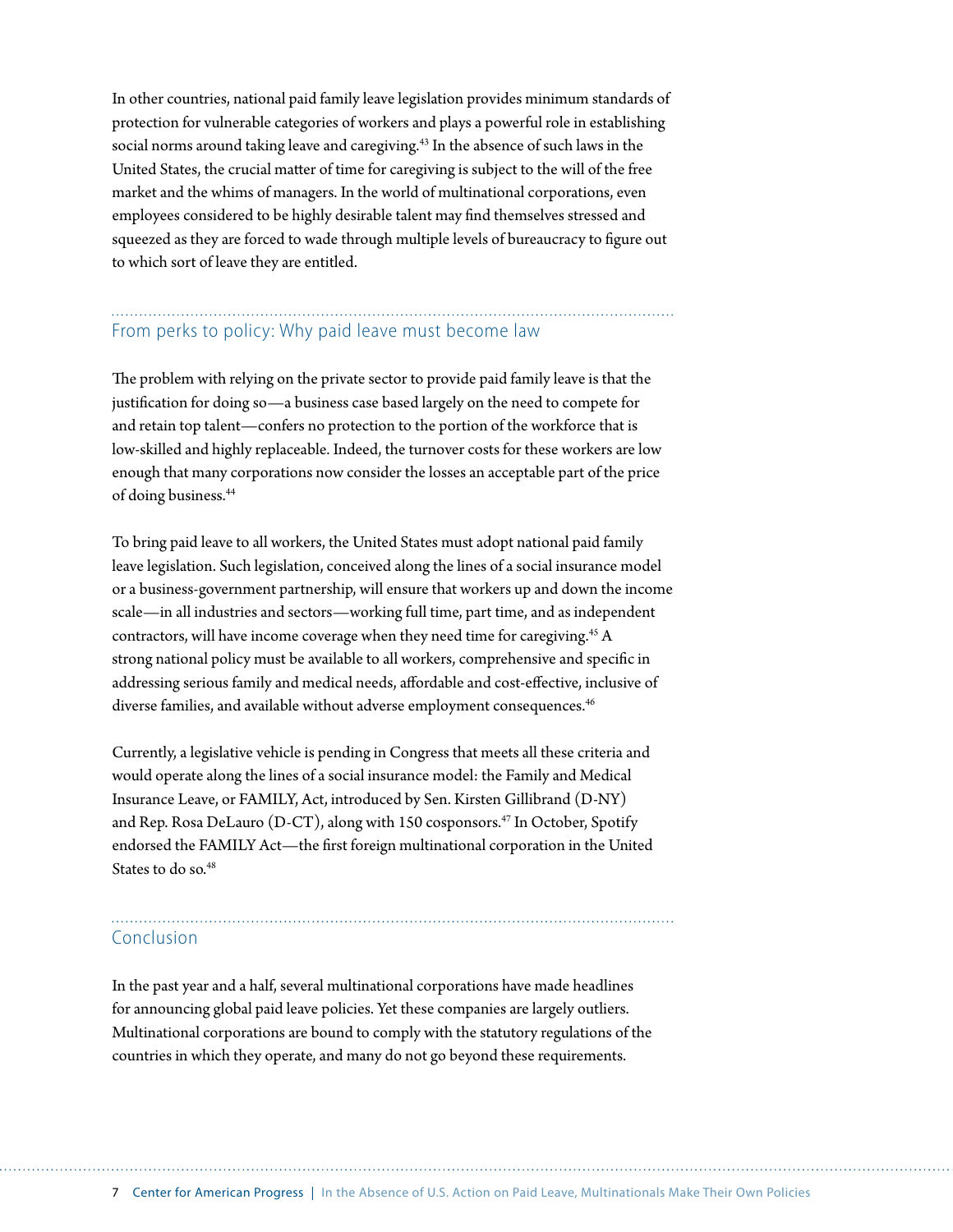In other countries, national paid family leave legislation provides minimum standards of protection for vulnerable categories of workers and plays a powerful role in establishing social norms around taking leave and caregiving.[43] In the absence of such laws in the United States, the crucial matter of time for caregiving is subject to the will of the free market and the whims of managers. In the world of multinational corporations, even employees considered to be highly desirable talent may find themselves stressed and squeezed as they are forced to wade through multiple levels of bureaucracy to figure out to which sort of leave they are entitled.

## From perks to policy: Why paid leave must become law

The problem with relying on the private sector to provide paid family leave is that the justification for doing so—a business case based largely on the need to compete for and retain top talent—confers no protection to the portion of the workforce that is low-skilled and highly replaceable. Indeed, the turnover costs for these workers are low enough that many corporations now consider the losses an acceptable part of the price of doing business.[44]

To bring paid leave to all workers, the United States must adopt national paid family leave legislation. Such legislation, conceived along the lines of a social insurance model or a business-government partnership, will ensure that workers up and down the income scale—in all industries and sectors—working full time, part time, and as independent contractors, will have income coverage when they need time for caregiving.[45] A strong national policy must be available to all workers, comprehensive and specific in addressing serious family and medical needs, affordable and cost-effective, inclusive of diverse families, and available without adverse employment consequences.[46]

Currently, a legislative vehicle is pending in Congress that meets all these criteria and would operate along the lines of a social insurance model: the Family and Medical Insurance Leave, or FAMILY, Act, introduced by Sen. Kirsten Gillibrand (D-NY) and Rep. Rosa DeLauro (D-CT), along with 150 cosponsors.[47] In October, Spotify endorsed the FAMILY Act—the first foreign multinational corporation in the United States to do so.[48]

## Conclusion

In the past year and a half, several multinational corporations have made headlines for announcing global paid leave policies. Yet these companies are largely outliers. Multinational corporations are bound to comply with the statutory regulations of the countries in which they operate, and many do not go beyond these requirements.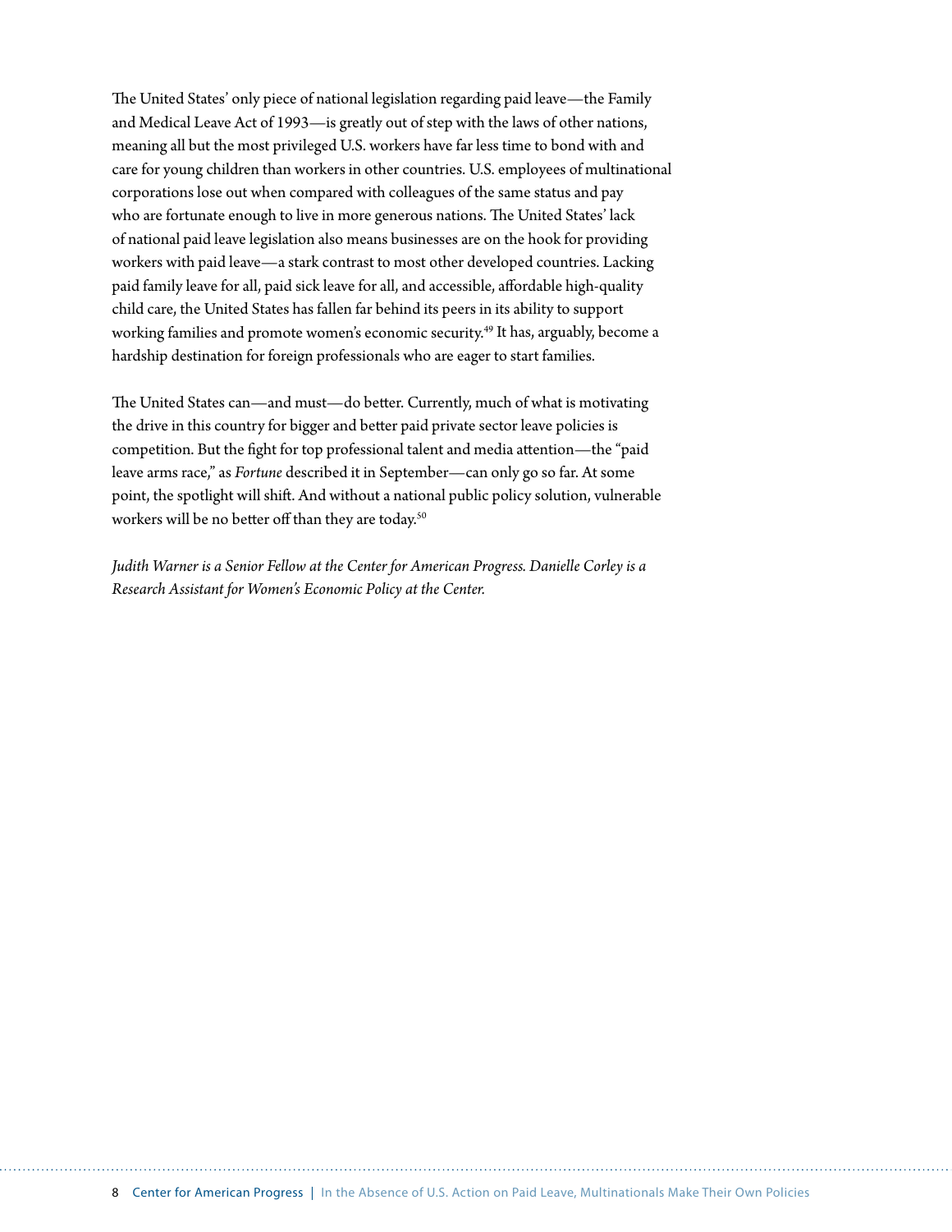The United States' only piece of national legislation regarding paid leave—the Family and Medical Leave Act of 1993—is greatly out of step with the laws of other nations, meaning all but the most privileged U.S. workers have far less time to bond with and care for young children than workers in other countries. U.S. employees of multinational corporations lose out when compared with colleagues of the same status and pay who are fortunate enough to live in more generous nations. The United States' lack of national paid leave legislation also means businesses are on the hook for providing workers with paid leave—a stark contrast to most other developed countries. Lacking paid family leave for all, paid sick leave for all, and accessible, affordable high-quality child care, the United States has fallen far behind its peers in its ability to support working families and promote women's economic security.[49] It has, arguably, become a hardship destination for foreign professionals who are eager to start families.

The United States can—and must—do better. Currently, much of what is motivating the drive in this country for bigger and better paid private sector leave policies is competition. But the fight for top professional talent and media attention—the "paid leave arms race," as *Fortune* described it in September—can only go so far. At some point, the spotlight will shift. And without a national public policy solution, vulnerable workers will be no better off than they are today.[50]

*Judith Warner is a Senior Fellow at the Center for American Progress. Danielle Corley is a Research Assistant for Women's Economic Policy at the Center.*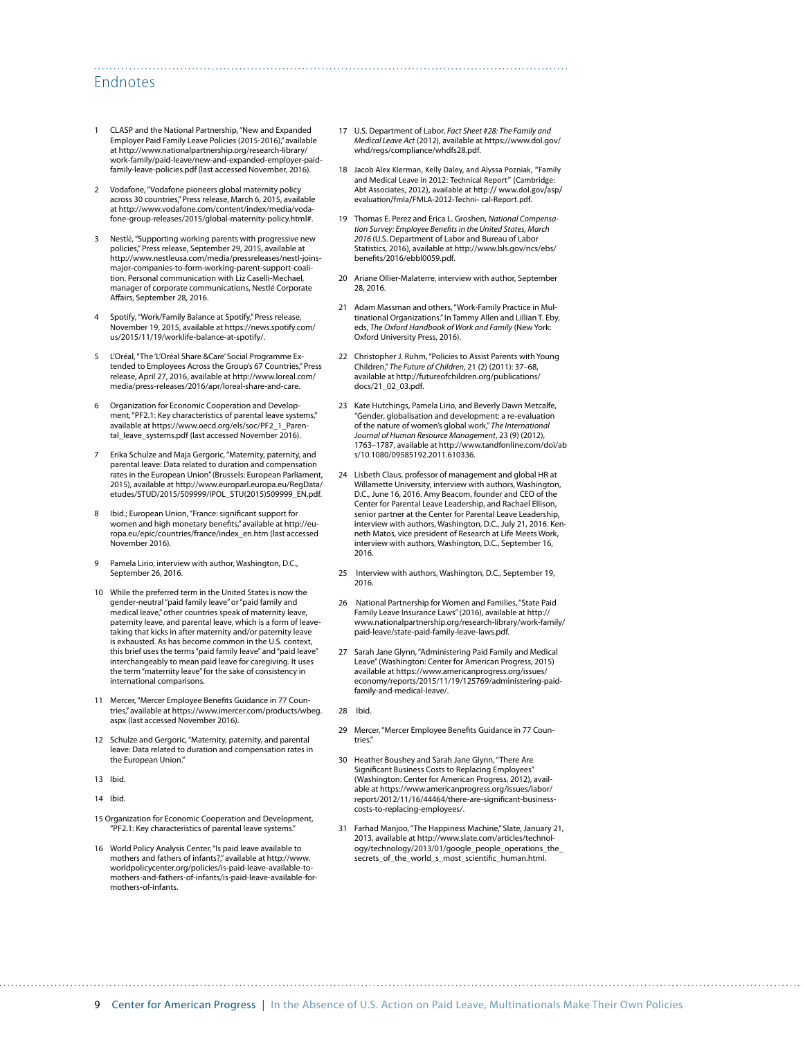## Endnotes

1. CLASP and the National Partnership, "New and Expanded Employer Paid Family Leave Policies (2015-2016)," available at http://www.nationalpartnership.org/research-library/work-family/paid-leave/new-and-expanded-employer-paid-family-leave-policies.pdf (last accessed November, 2016).

2. Vodafone, "Vodafone pioneers global maternity policy across 30 countries," Press release, March 6, 2015, available at http://www.vodafone.com/content/index/media/vodafone-group-releases/2015/global-maternity-policy.html#.

3. Nestlé, "Supporting working parents with progressive new policies," Press release, September 29, 2015, available at http://www.nestleusa.com/media/pressreleases/nestl-joins-major-companies-to-form-working-parent-support-coalition. Personal communication with Liz Caselli-Mechael, manager of corporate communications, Nestlé Corporate Affairs, September 28, 2016.

4. Spotify, "Work/Family Balance at Spotify," Press release, November 19, 2015, available at https://news.spotify.com/us/2015/11/19/worklife-balance-at-spotify/.

5. L'Oréal, "The 'L'Oréal Share &Care' Social Programme Extended to Employees Across the Group's 67 Countries," Press release, April 27, 2016, available at http://www.loreal.com/media/press-releases/2016/apr/loreal-share-and-care.

6. Organization for Economic Cooperation and Development, "PF2.1: Key characteristics of parental leave systems," available at https://www.oecd.org/els/soc/PF2_1_Parental_leave_systems.pdf (last accessed November 2016).

7. Erika Schulze and Maja Gergoric, "Maternity, paternity, and parental leave: Data related to duration and compensation rates in the European Union" (Brussels: European Parliament, 2015), available at http://www.europarl.europa.eu/RegData/etudes/STUD/2015/509999/IPOL_STU(2015)509999_EN.pdf.

8. Ibid.; European Union, "France: significant support for women and high monetary benefits," available at http://europa.eu/epic/countries/france/index_en.htm (last accessed November 2016).

9. Pamela Lirio, interview with author, Washington, D.C., September 26, 2016.

10. While the preferred term in the United States is now the gender-neutral "paid family leave" or "paid family and medical leave," other countries speak of maternity leave, paternity leave, and parental leave, which is a form of leave-taking that kicks in after maternity and/or paternity leave is exhausted. As has become common in the U.S. context, this brief uses the terms "paid family leave" and "paid leave" interchangeably to mean paid leave for caregiving. It uses the term "maternity leave" for the sake of consistency in international comparisons.

11. Mercer, "Mercer Employee Benefits Guidance in 77 Countries," available at https://www.imercer.com/products/wbeg.aspx (last accessed November 2016).

12. Schulze and Gergoric, "Maternity, paternity, and parental leave: Data related to duration and compensation rates in the European Union."

13. Ibid.

14. Ibid.

15. Organization for Economic Cooperation and Development, "PF2.1: Key characteristics of parental leave systems."

16. World Policy Analysis Center, "Is paid leave available to mothers and fathers of infants?," available at http://www.worldpolicycenter.org/policies/is-paid-leave-available-to-mothers-and-fathers-of-infants/is-paid-leave-available-for-mothers-of-infants.

17. U.S. Department of Labor, *Fact Sheet #28: The Family and Medical Leave Act* (2012), available at https://www.dol.gov/whd/regs/compliance/whdfs28.pdf.

18. Jacob Alex Klerman, Kelly Daley, and Alyssa Pozniak, "Family and Medical Leave in 2012: Technical Report" (Cambridge: Abt Associates, 2012), available at http:// www.dol.gov/asp/evaluation/fmla/FMLA-2012-Techni- cal-Report.pdf.

19. Thomas E. Perez and Erica L. Groshen, *National Compensation Survey: Employee Benefits in the United States, March 2016* (U.S. Department of Labor and Bureau of Labor Statistics, 2016), available at http://www.bls.gov/ncs/ebs/benefits/2016/ebbl0059.pdf.

20. Ariane Ollier-Malaterre, interview with author, September 28, 2016.

21. Adam Massman and others, "Work-Family Practice in Multinational Organizations." In Tammy Allen and Lillian T. Eby, eds, *The Oxford Handbook of Work and Family* (New York: Oxford University Press, 2016).

22. Christopher J. Ruhm, "Policies to Assist Parents with Young Children," *The Future of Children*, 21 (2) (2011): 37–68, available at http://futureofchildren.org/publications/docs/21_02_03.pdf.

23. Kate Hutchings, Pamela Lirio, and Beverly Dawn Metcalfe, "Gender, globalisation and development: a re-evaluation of the nature of women's global work," *The International Journal of Human Resource Management*, 23 (9) (2012), 1763–1787, available at http://www.tandfonline.com/doi/abs/10.1080/09585192.2011.610336.

24. Lisbeth Claus, professor of management and global HR at Willamette University, interview with authors, Washington, D.C., June 16, 2016. Amy Beacom, founder and CEO of the Center for Parental Leave Leadership, and Rachael Ellison, senior partner at the Center for Parental Leave Leadership, interview with authors, Washington, D.C., July 21, 2016. Kenneth Matos, vice president of Research at Life Meets Work, interview with authors, Washington, D.C., September 16, 2016.

25. Interview with authors, Washington, D.C., September 19, 2016.

26. National Partnership for Women and Families, "State Paid Family Leave Insurance Laws" (2016), available at http://www.nationalpartnership.org/research-library/work-family/paid-leave/state-paid-family-leave-laws.pdf.

27. Sarah Jane Glynn, "Administering Paid Family and Medical Leave" (Washington: Center for American Progress, 2015) available at https://www.americanprogress.org/issues/economy/reports/2015/11/19/125769/administering-paid-family-and-medical-leave/.

28. Ibid.

29. Mercer, "Mercer Employee Benefits Guidance in 77 Countries."

30. Heather Boushey and Sarah Jane Glynn, "There Are Significant Business Costs to Replacing Employees" (Washington: Center for American Progress, 2012), available at https://www.americanprogress.org/issues/labor/report/2012/11/16/44464/there-are-significant-business-costs-to-replacing-employees/.

31. Farhad Manjoo, "The Happiness Machine," Slate, January 21, 2013, available at http://www.slate.com/articles/technology/technology/2013/01/google_people_operations_the_secrets_of_the_world_s_most_scientific_human.html.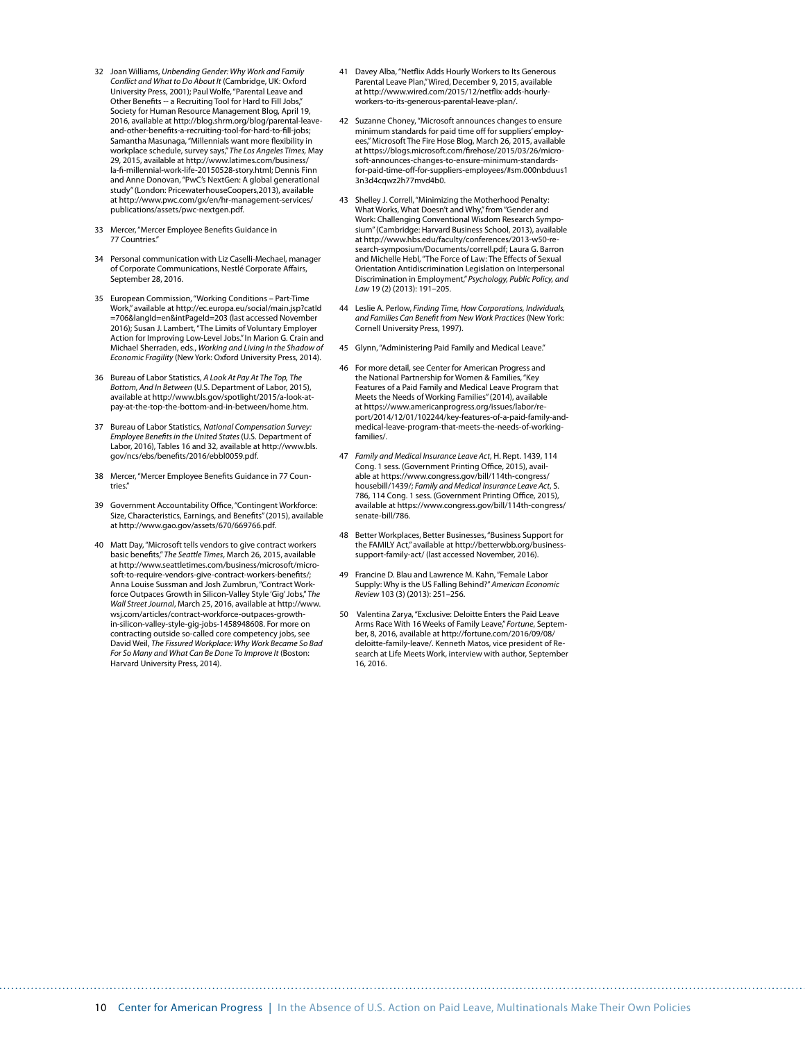32 Joan Williams, *Unbending Gender: Why Work and Family Conflict and What to Do About It* (Cambridge, UK: Oxford University Press, 2001); Paul Wolfe, "Parental Leave and Other Benefits -- a Recruiting Tool for Hard to Fill Jobs," Society for Human Resource Management Blog, April 19, 2016, available at http://blog.shrm.org/blog/parental-leave-and-other-benefits-a-recruiting-tool-for-hard-to-fill-jobs; Samantha Masunaga, "Millennials want more flexibility in workplace schedule, survey says," *The Los Angeles Times*, May 29, 2015, available at http://www.latimes.com/business/la-fi-millennial-work-life-20150528-story.html; Dennis Finn and Anne Donovan, "PwC's NextGen: A global generational study" (London: PricewaterhouseCoopers,2013), available at http://www.pwc.com/gx/en/hr-management-services/publications/assets/pwc-nextgen.pdf.

33 Mercer, "Mercer Employee Benefits Guidance in 77 Countries."

34 Personal communication with Liz Caselli-Mechael, manager of Corporate Communications, Nestlé Corporate Affairs, September 28, 2016.

35 European Commission, "Working Conditions – Part-Time Work," available at http://ec.europa.eu/social/main.jsp?catId=706&langId=en&intPageId=203 (last accessed November 2016); Susan J. Lambert, "The Limits of Voluntary Employer Action for Improving Low-Level Jobs." In Marion G. Crain and Michael Sherraden, eds., *Working and Living in the Shadow of Economic Fragility* (New York: Oxford University Press, 2014).

36 Bureau of Labor Statistics, *A Look At Pay At The Top, The Bottom, And In Between* (U.S. Department of Labor, 2015), available at http://www.bls.gov/spotlight/2015/a-look-at-pay-at-the-top-the-bottom-and-in-between/home.htm.

37 Bureau of Labor Statistics, *National Compensation Survey: Employee Benefits in the United States* (U.S. Department of Labor, 2016), Tables 16 and 32, available at http://www.bls.gov/ncs/ebs/benefits/2016/ebbl0059.pdf.

38 Mercer, "Mercer Employee Benefits Guidance in 77 Countries."

39 Government Accountability Office, "Contingent Workforce: Size, Characteristics, Earnings, and Benefits" (2015), available at http://www.gao.gov/assets/670/669766.pdf.

40 Matt Day, "Microsoft tells vendors to give contract workers basic benefits," *The Seattle Times*, March 26, 2015, available at http://www.seattletimes.com/business/microsoft/microsoft-to-require-vendors-give-contract-workers-benefits/; Anna Louise Sussman and Josh Zumbrun, "Contract Workforce Outpaces Growth in Silicon-Valley Style 'Gig' Jobs," *The Wall Street Journal*, March 25, 2016, available at http://www.wsj.com/articles/contract-workforce-outpaces-growth-in-silicon-valley-style-gig-jobs-1458948608. For more on contracting outside so-called core competency jobs, see David Weil, *The Fissured Workplace: Why Work Became So Bad For So Many and What Can Be Done To Improve It* (Boston: Harvard University Press, 2014).

41 Davey Alba, "Netflix Adds Hourly Workers to Its Generous Parental Leave Plan," Wired, December 9, 2015, available at http://www.wired.com/2015/12/netflix-adds-hourly-workers-to-its-generous-parental-leave-plan/.

42 Suzanne Choney, "Microsoft announces changes to ensure minimum standards for paid time off for suppliers' employees," Microsoft The Fire Hose Blog, March 26, 2015, available at https://blogs.microsoft.com/firehose/2015/03/26/microsoft-announces-changes-to-ensure-minimum-standards-for-paid-time-off-for-suppliers-employees/#sm.000nbduus13n3d4cqwz2h77mvd4b0.

43 Shelley J. Correll, "Minimizing the Motherhood Penalty: What Works, What Doesn't and Why," from "Gender and Work: Challenging Conventional Wisdom Research Symposium" (Cambridge: Harvard Business School, 2013), available at http://www.hbs.edu/faculty/conferences/2013-w50-research-symposium/Documents/correll.pdf; Laura G. Barron and Michelle Hebl, "The Force of Law: The Effects of Sexual Orientation Antidiscrimination Legislation on Interpersonal Discrimination in Employment," *Psychology, Public Policy, and Law* 19 (2) (2013): 191–205.

44 Leslie A. Perlow, *Finding Time, How Corporations, Individuals, and Families Can Benefit from New Work Practices* (New York: Cornell University Press, 1997).

45 Glynn, "Administering Paid Family and Medical Leave."

46 For more detail, see Center for American Progress and the National Partnership for Women & Families, "Key Features of a Paid Family and Medical Leave Program that Meets the Needs of Working Families" (2014), available at https://www.americanprogress.org/issues/labor/report/2014/12/01/102244/key-features-of-a-paid-family-and-medical-leave-program-that-meets-the-needs-of-working-families/.

47 *Family and Medical Insurance Leave Act*, H. Rept. 1439, 114 Cong. 1 sess. (Government Printing Office, 2015), available at https://www.congress.gov/bill/114th-congress/housebill/1439/; *Family and Medical Insurance Leave Act*, S. 786, 114 Cong. 1 sess. (Government Printing Office, 2015), available at https://www.congress.gov/bill/114th-congress/senate-bill/786.

48 Better Workplaces, Better Businesses, "Business Support for the FAMILY Act," available at http://betterwbb.org/business-support-family-act/ (last accessed November, 2016).

49 Francine D. Blau and Lawrence M. Kahn, "Female Labor Supply: Why is the US Falling Behind?" *American Economic Review* 103 (3) (2013): 251–256.

50 Valentina Zarya, "Exclusive: Deloitte Enters the Paid Leave Arms Race With 16 Weeks of Family Leave," *Fortune*, September, 8, 2016, available at http://fortune.com/2016/09/08/deloitte-family-leave/. Kenneth Matos, vice president of Research at Life Meets Work, interview with author, September 16, 2016.